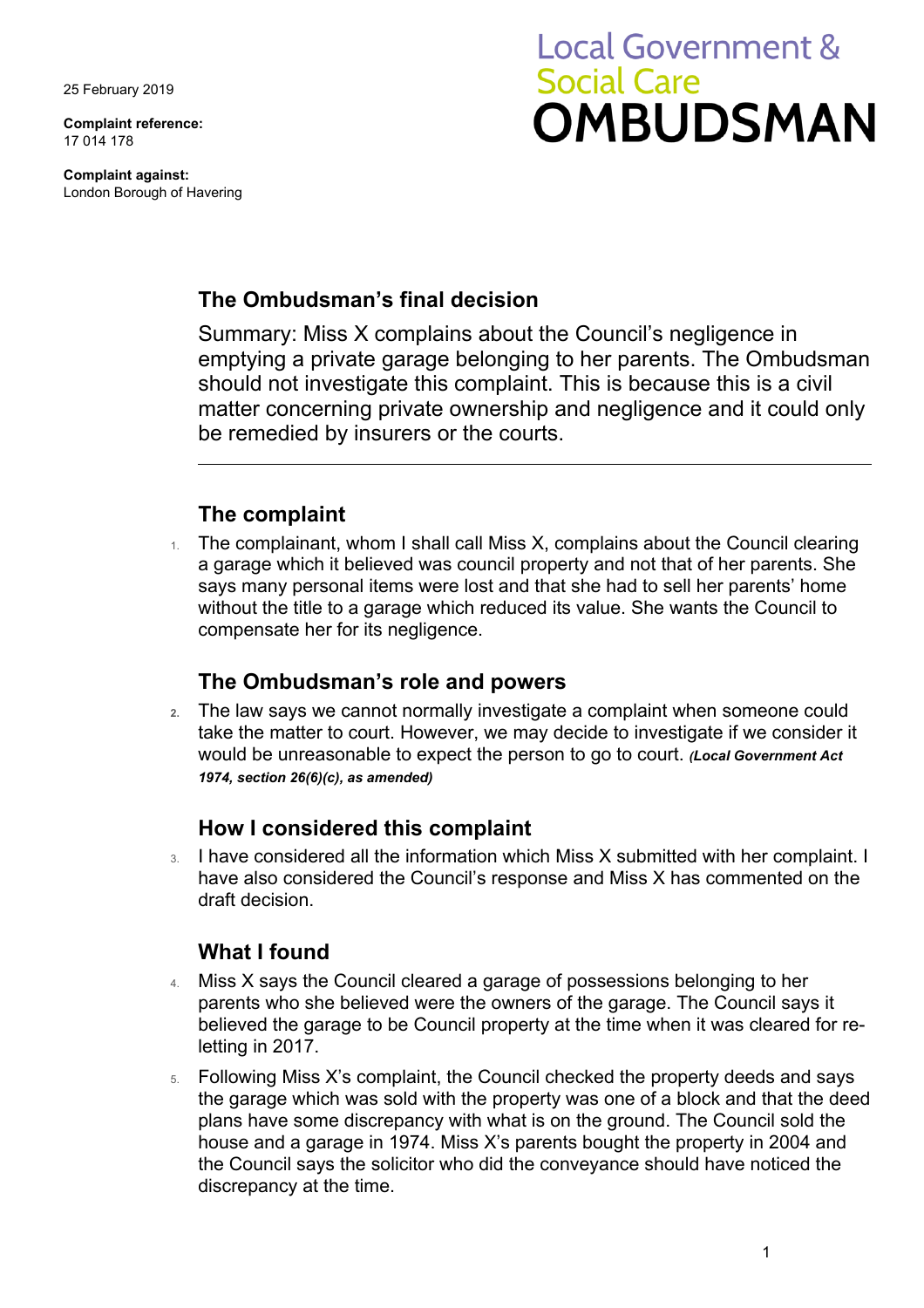25 February 2019

**Complaint reference:**
17 014 178

**Complaint against:**
London Borough of Havering

Local Government & Social Care
**OMBUDSMAN**

## The Ombudsman's final decision

Summary: Miss X complains about the Council's negligence in emptying a private garage belonging to her parents. The Ombudsman should not investigate this complaint. This is because this is a civil matter concerning private ownership and negligence and it could only be remedied by insurers or the courts.

---

## The complaint

1. The complainant, whom I shall call Miss X, complains about the Council clearing a garage which it believed was council property and not that of her parents. She says many personal items were lost and that she had to sell her parents' home without the title to a garage which reduced its value. She wants the Council to compensate her for its negligence.

## The Ombudsman's role and powers

2. The law says we cannot normally investigate a complaint when someone could take the matter to court. However, we may decide to investigate if we consider it would be unreasonable to expect the person to go to court. ***(Local Government Act 1974, section 26(6)(c), as amended)***

## How I considered this complaint

3. I have considered all the information which Miss X submitted with her complaint. I have also considered the Council's response and Miss X has commented on the draft decision.

## What I found

4. Miss X says the Council cleared a garage of possessions belonging to her parents who she believed were the owners of the garage. The Council says it believed the garage to be Council property at the time when it was cleared for re-letting in 2017.
5. Following Miss X's complaint, the Council checked the property deeds and says the garage which was sold with the property was one of a block and that the deed plans have some discrepancy with what is on the ground. The Council sold the house and a garage in 1974. Miss X's parents bought the property in 2004 and the Council says the solicitor who did the conveyance should have noticed the discrepancy at the time.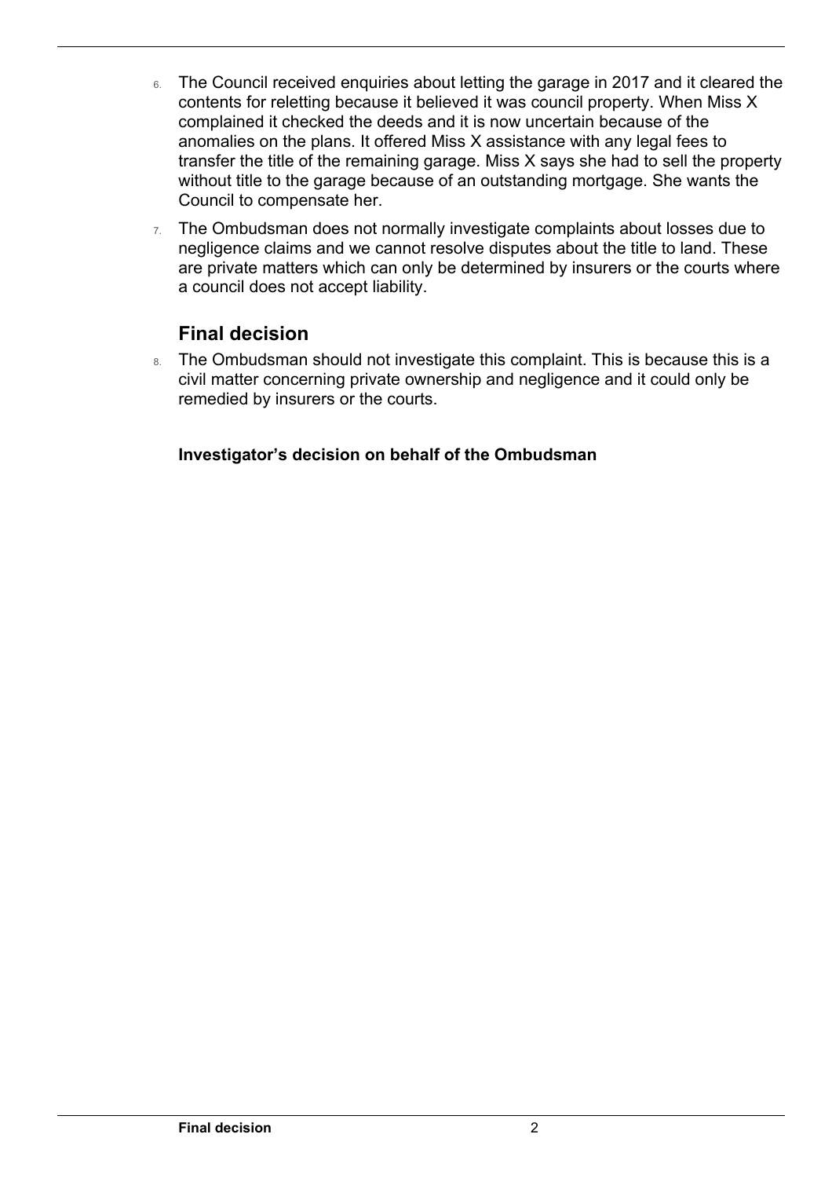6. The Council received enquiries about letting the garage in 2017 and it cleared the contents for reletting because it believed it was council property. When Miss X complained it checked the deeds and it is now uncertain because of the anomalies on the plans. It offered Miss X assistance with any legal fees to transfer the title of the remaining garage. Miss X says she had to sell the property without title to the garage because of an outstanding mortgage. She wants the Council to compensate her.

7. The Ombudsman does not normally investigate complaints about losses due to negligence claims and we cannot resolve disputes about the title to land. These are private matters which can only be determined by insurers or the courts where a council does not accept liability.

## Final decision

8. The Ombudsman should not investigate this complaint. This is because this is a civil matter concerning private ownership and negligence and it could only be remedied by insurers or the courts.

**Investigator's decision on behalf of the Ombudsman**